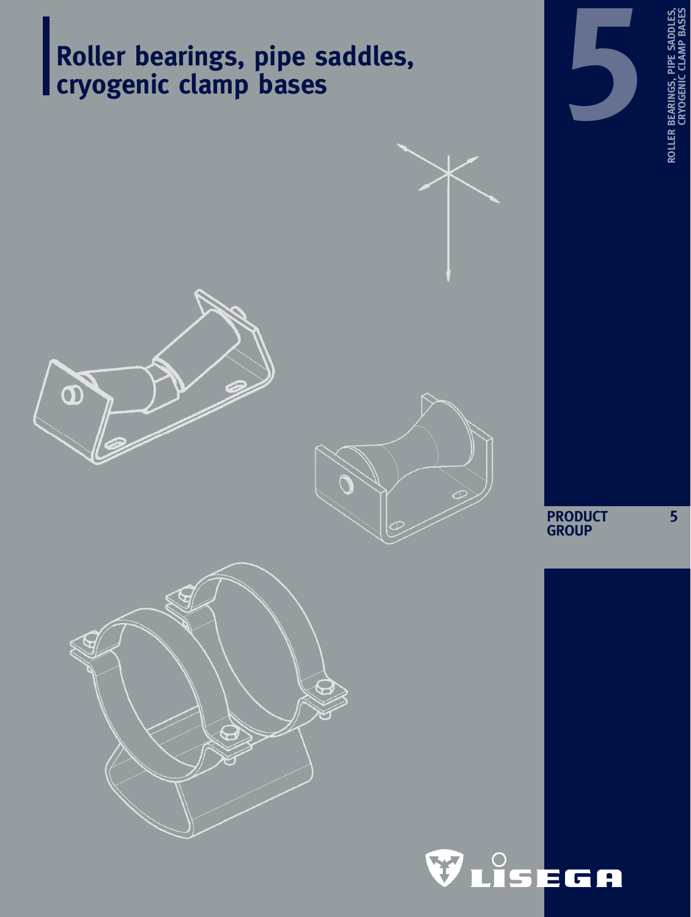# Roller bearings, pipe saddles, cryogenic clamp bases

5

ROLLER BEARINGS, PIPE SADDLES, CRYOGENIC CLAMP BASES

**PRODUCT GROUP** 5

LISEGA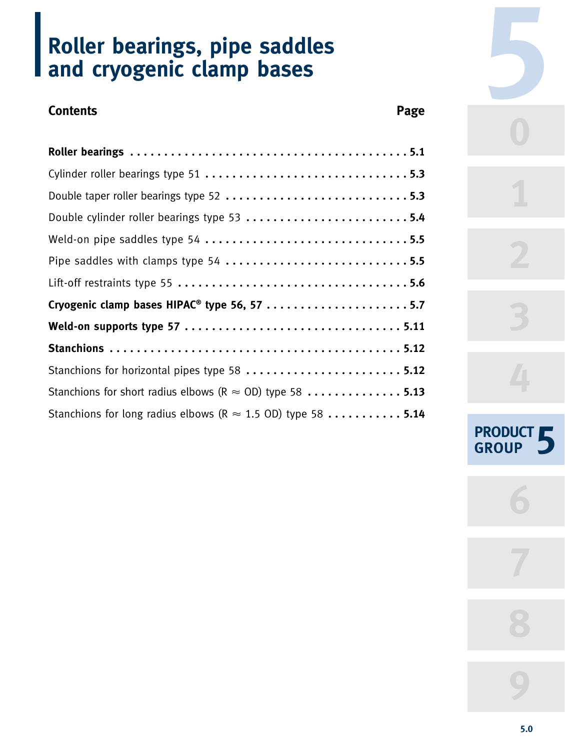# Roller bearings, pipe saddles and cryogenic clamp bases

| Contents | Page |
|---|---|
| **Roller bearings** | **5.1** |
| Cylinder roller bearings type 51 | **5.3** |
| Double taper roller bearings type 52 | **5.3** |
| Double cylinder roller bearings type 53 | **5.4** |
| Weld-on pipe saddles type 54 | **5.5** |
| Pipe saddles with clamps type 54 | **5.5** |
| Lift-off restraints type 55 | **5.6** |
| **Cryogenic clamp bases HIPAC® type 56, 57** | **5.7** |
| **Weld-on supports type 57** | **5.11** |
| **Stanchions** | **5.12** |
| Stanchions for horizontal pipes type 58 | **5.12** |
| Stanchions for short radius elbows (R ≈ OD) type 58 | **5.13** |
| Stanchions for long radius elbows (R ≈ 1.5 OD) type 58 | **5.14** |

PRODUCT GROUP 5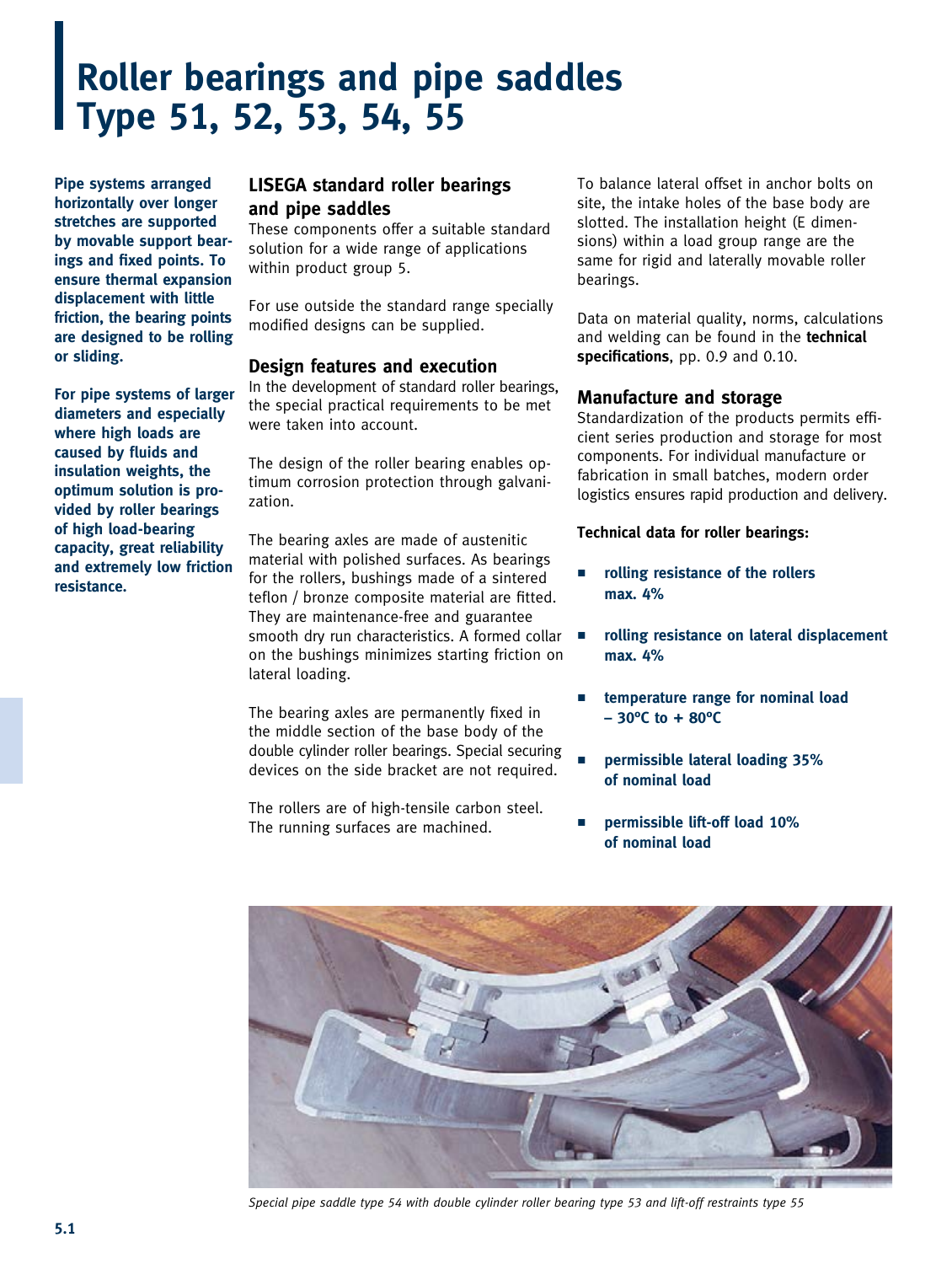# Roller bearings and pipe saddles Type 51, 52, 53, 54, 55

**Pipe systems arranged horizontally over longer stretches are supported by movable support bearings and fixed points. To ensure thermal expansion displacement with little friction, the bearing points are designed to be rolling or sliding.**

**For pipe systems of larger diameters and especially where high loads are caused by fluids and insulation weights, the optimum solution is provided by roller bearings of high load-bearing capacity, great reliability and extremely low friction resistance.**

## LISEGA standard roller bearings and pipe saddles

These components offer a suitable standard solution for a wide range of applications within product group 5.

For use outside the standard range specially modified designs can be supplied.

## Design features and execution

In the development of standard roller bearings, the special practical requirements to be met were taken into account.

The design of the roller bearing enables optimum corrosion protection through galvanization.

The bearing axles are made of austenitic material with polished surfaces. As bearings for the rollers, bushings made of a sintered teflon / bronze composite material are fitted. They are maintenance-free and guarantee smooth dry run characteristics. A formed collar on the bushings minimizes starting friction on lateral loading.

The bearing axles are permanently fixed in the middle section of the base body of the double cylinder roller bearings. Special securing devices on the side bracket are not required.

The rollers are of high-tensile carbon steel. The running surfaces are machined.

To balance lateral offset in anchor bolts on site, the intake holes of the base body are slotted. The installation height (E dimensions) within a load group range are the same for rigid and laterally movable roller bearings.

Data on material quality, norms, calculations and welding can be found in the **technical specifications**, pp. 0.9 and 0.10.

## Manufacture and storage

Standardization of the products permits efficient series production and storage for most components. For individual manufacture or fabrication in small batches, modern order logistics ensures rapid production and delivery.

**Technical data for roller bearings:**

- **rolling resistance of the rollers max. 4%**
- **rolling resistance on lateral displacement max. 4%**
- **temperature range for nominal load – 30°C to + 80°C**
- **permissible lateral loading 35% of nominal load**
- **permissible lift-off load 10% of nominal load**

*Special pipe saddle type 54 with double cylinder roller bearing type 53 and lift-off restraints type 55*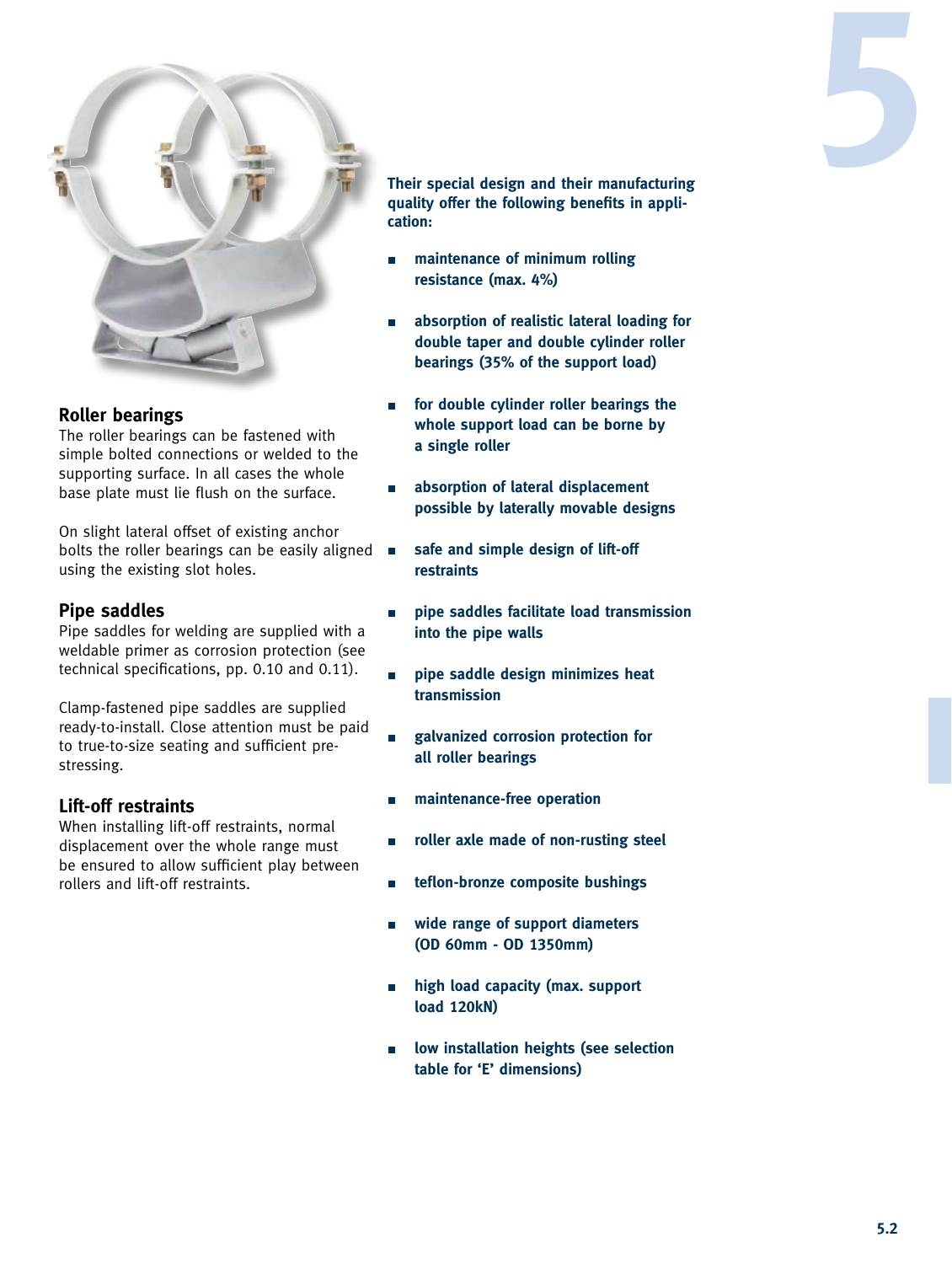## Roller bearings

The roller bearings can be fastened with simple bolted connections or welded to the supporting surface. In all cases the whole base plate must lie flush on the surface.

On slight lateral offset of existing anchor bolts the roller bearings can be easily aligned using the existing slot holes.

## Pipe saddles

Pipe saddles for welding are supplied with a weldable primer as corrosion protection (see technical specifications, pp. 0.10 and 0.11).

Clamp-fastened pipe saddles are supplied ready-to-install. Close attention must be paid to true-to-size seating and sufficient pre-stressing.

## Lift-off restraints

When installing lift-off restraints, normal displacement over the whole range must be ensured to allow sufficient play between rollers and lift-off restraints.

**Their special design and their manufacturing quality offer the following benefits in application:**

- **maintenance of minimum rolling resistance (max. 4%)**
- **absorption of realistic lateral loading for double taper and double cylinder roller bearings (35% of the support load)**
- **for double cylinder roller bearings the whole support load can be borne by a single roller**
- **absorption of lateral displacement possible by laterally movable designs**
- **safe and simple design of lift-off restraints**
- **pipe saddles facilitate load transmission into the pipe walls**
- **pipe saddle design minimizes heat transmission**
- **galvanized corrosion protection for all roller bearings**
- **maintenance-free operation**
- **roller axle made of non-rusting steel**
- **teflon-bronze composite bushings**
- **wide range of support diameters (OD 60mm - OD 1350mm)**
- **high load capacity (max. support load 120kN)**
- **low installation heights (see selection table for ‘E’ dimensions)**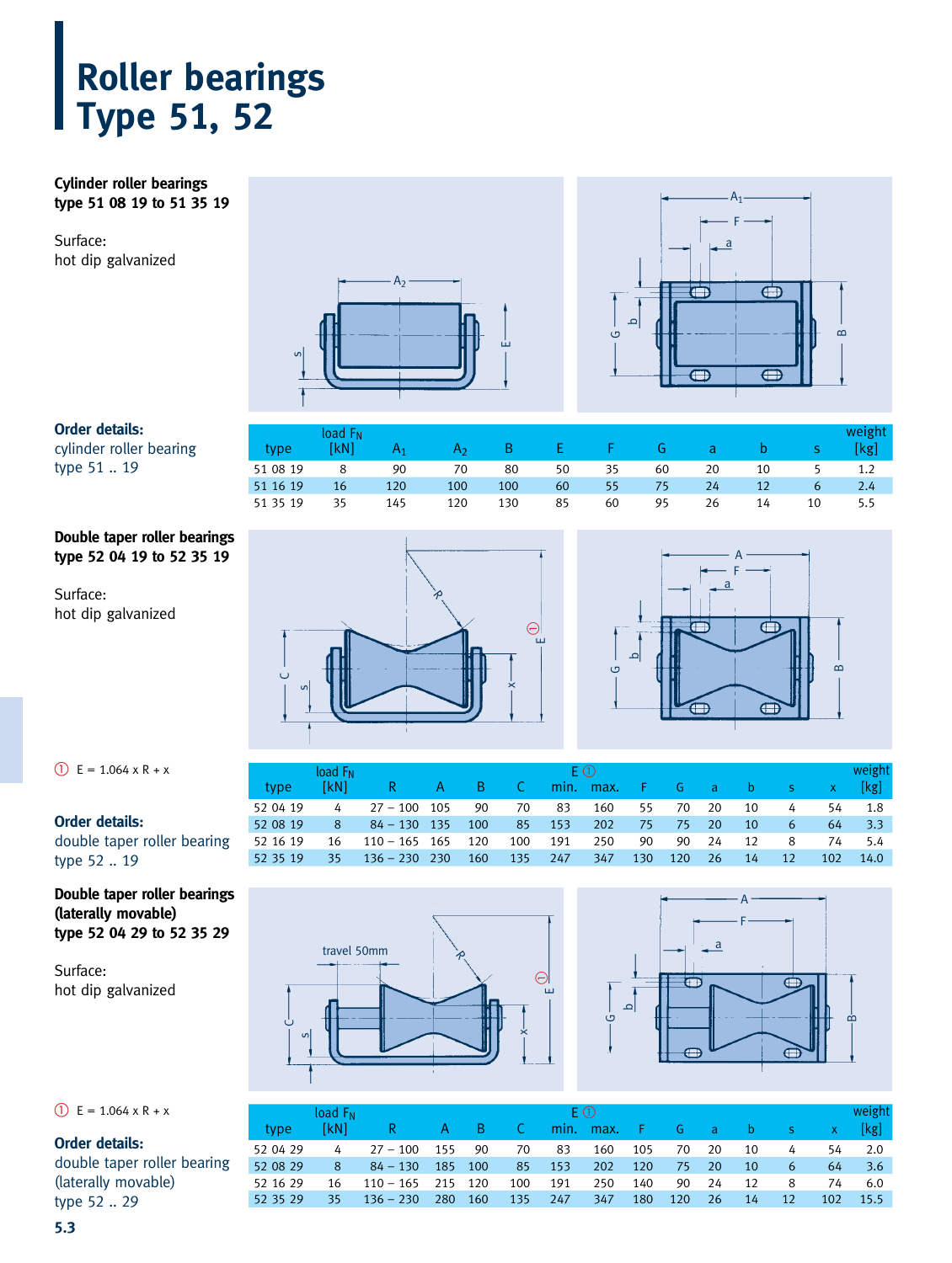# Roller bearings
# Type 51, 52

**Cylinder roller bearings**
**type 51 08 19 to 51 35 19**

Surface:
hot dip galvanized

**Order details:**
cylinder roller bearing
type 51 .. 19

| type | load $F_N$ [kN] | $A_1$ | $A_2$ | B | E | F | G | a | b | s | weight [kg] |
|---|---|---|---|---|---|---|---|---|---|---|---|
| 51 08 19 | 8 | 90 | 70 | 80 | 50 | 35 | 60 | 20 | 10 | 5 | 1.2 |
| 51 16 19 | 16 | 120 | 100 | 100 | 60 | 55 | 75 | 24 | 12 | 6 | 2.4 |
| 51 35 19 | 35 | 145 | 120 | 130 | 85 | 60 | 95 | 26 | 14 | 10 | 5.5 |

**Double taper roller bearings**
**type 52 04 19 to 52 35 19**

Surface:
hot dip galvanized

① E = 1.064 x R + x

**Order details:**
double taper roller bearing
type 52 .. 19

| type | load $F_N$ [kN] | R | A | B | C | E ① min. | E ① max. | F | G | a | b | s | x | weight [kg] |
|---|---|---|---|---|---|---|---|---|---|---|---|---|---|---|
| 52 04 19 | 4 | 27 – 100 | 105 | 90 | 70 | 83 | 160 | 55 | 70 | 20 | 10 | 4 | 54 | 1.8 |
| 52 08 19 | 8 | 84 – 130 | 135 | 100 | 85 | 153 | 202 | 75 | 75 | 20 | 10 | 6 | 64 | 3.3 |
| 52 16 19 | 16 | 110 – 165 | 165 | 120 | 100 | 191 | 250 | 90 | 90 | 24 | 12 | 8 | 74 | 5.4 |
| 52 35 19 | 35 | 136 – 230 | 230 | 160 | 135 | 247 | 347 | 130 | 120 | 26 | 14 | 12 | 102 | 14.0 |

**Double taper roller bearings**
**(laterally movable)**
**type 52 04 29 to 52 35 29**

Surface:
hot dip galvanized

travel 50mm

① E = 1.064 x R + x

**Order details:**
double taper roller bearing
(laterally movable)
type 52 .. 29

| type | load $F_N$ [kN] | R | A | B | C | E ① min. | E ① max. | F | G | a | b | s | x | weight [kg] |
|---|---|---|---|---|---|---|---|---|---|---|---|---|---|---|
| 52 04 29 | 4 | 27 – 100 | 155 | 90 | 70 | 83 | 160 | 105 | 70 | 20 | 10 | 4 | 54 | 2.0 |
| 52 08 29 | 8 | 84 – 130 | 185 | 100 | 85 | 153 | 202 | 120 | 75 | 20 | 10 | 6 | 64 | 3.6 |
| 52 16 29 | 16 | 110 – 165 | 215 | 120 | 100 | 191 | 250 | 140 | 90 | 24 | 12 | 8 | 74 | 6.0 |
| 52 35 29 | 35 | 136 – 230 | 280 | 160 | 135 | 247 | 347 | 180 | 120 | 26 | 14 | 12 | 102 | 15.5 |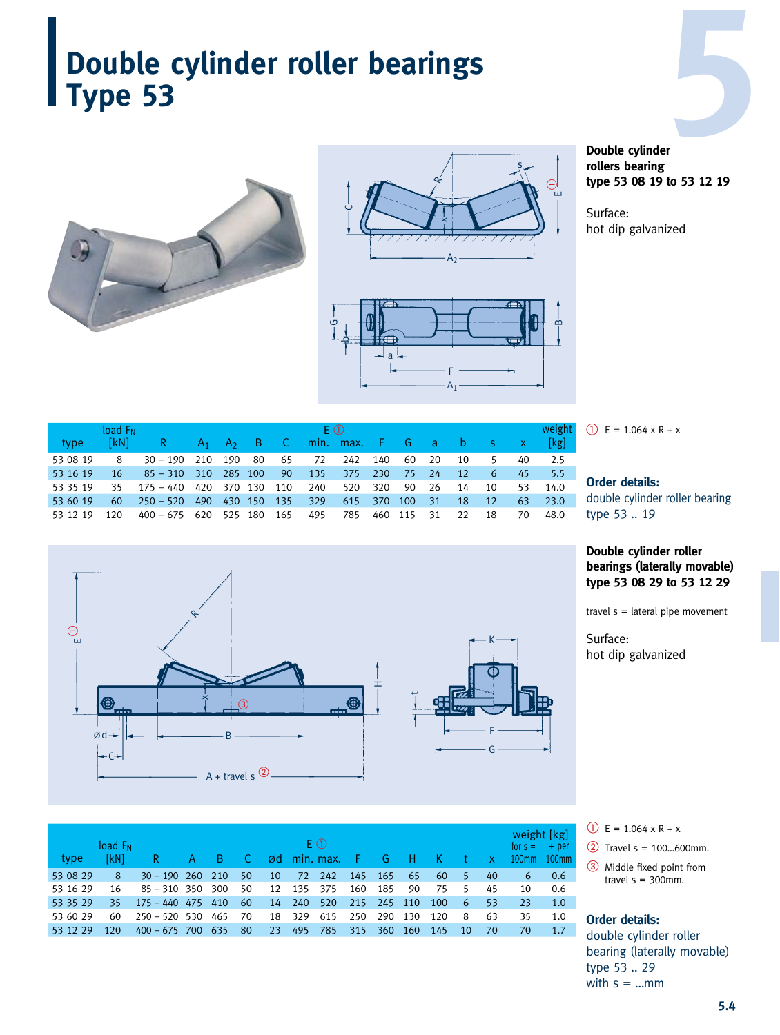# Double cylinder roller bearings Type 53

**Double cylinder rollers bearing type 53 08 19 to 53 12 19**

Surface:
hot dip galvanized

| type | load $F_N$ [kN] | R | $A_1$ | $A_2$ | B | C | E ① min. | E ① max. | F | G | a | b | s | x | weight [kg] |
|---|---|---|---|---|---|---|---|---|---|---|---|---|---|---|---|
| 53 08 19 | 8 | 30 – 190 | 210 | 190 | 80 | 65 | 72 | 242 | 140 | 60 | 20 | 10 | 5 | 40 | 2.5 |
| 53 16 19 | 16 | 85 – 310 | 310 | 285 | 100 | 90 | 135 | 375 | 230 | 75 | 24 | 12 | 6 | 45 | 5.5 |
| 53 35 19 | 35 | 175 – 440 | 420 | 370 | 130 | 110 | 240 | 520 | 320 | 90 | 26 | 14 | 10 | 53 | 14.0 |
| 53 60 19 | 60 | 250 – 520 | 490 | 430 | 150 | 135 | 329 | 615 | 370 | 100 | 31 | 18 | 12 | 63 | 23.0 |
| 53 12 19 | 120 | 400 – 675 | 620 | 525 | 180 | 165 | 495 | 785 | 460 | 115 | 31 | 22 | 18 | 70 | 48.0 |

① E = 1.064 x R + x

**Order details:**
double cylinder roller bearing type 53 .. 19

**Double cylinder roller bearings (laterally movable) type 53 08 29 to 53 12 29**

travel s = lateral pipe movement

Surface:
hot dip galvanized

| type | load $F_N$ [kN] | R | A | B | C | ød | E ① min. | E ① max. | F | G | H | K | t | x | weight [kg] for s = 100mm | weight [kg] + per 100mm |
|---|---|---|---|---|---|---|---|---|---|---|---|---|---|---|---|---|
| 53 08 29 | 8 | 30 – 190 | 260 | 210 | 50 | 10 | 72 | 242 | 145 | 165 | 65 | 60 | 5 | 40 | 6 | 0.6 |
| 53 16 29 | 16 | 85 – 310 | 350 | 300 | 50 | 12 | 135 | 375 | 160 | 185 | 90 | 75 | 5 | 45 | 10 | 0.6 |
| 53 35 29 | 35 | 175 – 440 | 475 | 410 | 60 | 14 | 240 | 520 | 215 | 245 | 110 | 100 | 6 | 53 | 23 | 1.0 |
| 53 60 29 | 60 | 250 – 520 | 530 | 465 | 70 | 18 | 329 | 615 | 250 | 290 | 130 | 120 | 8 | 63 | 35 | 1.0 |
| 53 12 29 | 120 | 400 – 675 | 700 | 635 | 80 | 23 | 495 | 785 | 315 | 360 | 160 | 145 | 10 | 70 | 70 | 1.7 |

① E = 1.064 x R + x
② Travel s = 100...600mm.
③ Middle fixed point from travel s = 300mm.

**Order details:**
double cylinder roller bearing (laterally movable) type 53 .. 29 with s = ...mm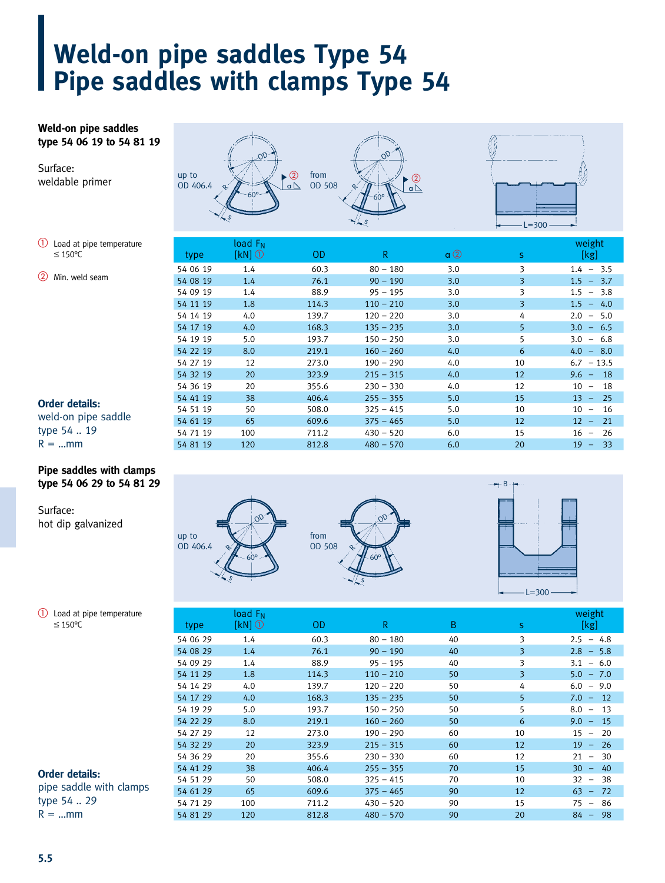# Weld-on pipe saddles Type 54
# Pipe saddles with clamps Type 54

**Weld-on pipe saddles type 54 06 19 to 54 81 19**

Surface:
weldable primer

① Load at pipe temperature ≤ 150°C

② Min. weld seam

up to OD 406.4 — from OD 508 — L=300

| type | load $F_N$ [kN] ① | OD | R | a ② | s | weight [kg] |
|---|---|---|---|---|---|---|
| 54 06 19 | 1.4 | 60.3 | 80 – 180 | 3.0 | 3 | 1.4 – 3.5 |
| 54 08 19 | 1.4 | 76.1 | 90 – 190 | 3.0 | 3 | 1.5 – 3.7 |
| 54 09 19 | 1.4 | 88.9 | 95 – 195 | 3.0 | 3 | 1.5 – 3.8 |
| 54 11 19 | 1.8 | 114.3 | 110 – 210 | 3.0 | 3 | 1.5 – 4.0 |
| 54 14 19 | 4.0 | 139.7 | 120 – 220 | 3.0 | 4 | 2.0 – 5.0 |
| 54 17 19 | 4.0 | 168.3 | 135 – 235 | 3.0 | 5 | 3.0 – 6.5 |
| 54 19 19 | 5.0 | 193.7 | 150 – 250 | 3.0 | 5 | 3.0 – 6.8 |
| 54 22 19 | 8.0 | 219.1 | 160 – 260 | 4.0 | 6 | 4.0 – 8.0 |
| 54 27 19 | 12 | 273.0 | 190 – 290 | 4.0 | 10 | 6.7 – 13.5 |
| 54 32 19 | 20 | 323.9 | 215 – 315 | 4.0 | 12 | 9.6 – 18 |
| 54 36 19 | 20 | 355.6 | 230 – 330 | 4.0 | 12 | 10 – 18 |
| 54 41 19 | 38 | 406.4 | 255 – 355 | 5.0 | 15 | 13 – 25 |
| 54 51 19 | 50 | 508.0 | 325 – 415 | 5.0 | 10 | 10 – 16 |
| 54 61 19 | 65 | 609.6 | 375 – 465 | 5.0 | 12 | 12 – 21 |
| 54 71 19 | 100 | 711.2 | 430 – 520 | 6.0 | 15 | 16 – 26 |
| 54 81 19 | 120 | 812.8 | 480 – 570 | 6.0 | 20 | 19 – 33 |

**Order details:**
weld-on pipe saddle
type 54 .. 19
R = ...mm

**Pipe saddles with clamps type 54 06 29 to 54 81 29**

Surface:
hot dip galvanized

① Load at pipe temperature ≤ 150°C

up to OD 406.4 — from OD 508 — L=300

| type | load $F_N$ [kN] ① | OD | R | B | s | weight [kg] |
|---|---|---|---|---|---|---|
| 54 06 29 | 1.4 | 60.3 | 80 – 180 | 40 | 3 | 2.5 – 4.8 |
| 54 08 29 | 1.4 | 76.1 | 90 – 190 | 40 | 3 | 2.8 – 5.8 |
| 54 09 29 | 1.4 | 88.9 | 95 – 195 | 40 | 3 | 3.1 – 6.0 |
| 54 11 29 | 1.8 | 114.3 | 110 – 210 | 50 | 3 | 5.0 – 7.0 |
| 54 14 29 | 4.0 | 139.7 | 120 – 220 | 50 | 4 | 6.0 – 9.0 |
| 54 17 29 | 4.0 | 168.3 | 135 – 235 | 50 | 5 | 7.0 – 12 |
| 54 19 29 | 5.0 | 193.7 | 150 – 250 | 50 | 5 | 8.0 – 13 |
| 54 22 29 | 8.0 | 219.1 | 160 – 260 | 50 | 6 | 9.0 – 15 |
| 54 27 29 | 12 | 273.0 | 190 – 290 | 60 | 10 | 15 – 20 |
| 54 32 29 | 20 | 323.9 | 215 – 315 | 60 | 12 | 19 – 26 |
| 54 36 29 | 20 | 355.6 | 230 – 330 | 60 | 12 | 21 – 30 |
| 54 41 29 | 38 | 406.4 | 255 – 355 | 70 | 15 | 30 – 40 |
| 54 51 29 | 50 | 508.0 | 325 – 415 | 70 | 10 | 32 – 38 |
| 54 61 29 | 65 | 609.6 | 375 – 465 | 90 | 12 | 63 – 72 |
| 54 71 29 | 100 | 711.2 | 430 – 520 | 90 | 15 | 75 – 86 |
| 54 81 29 | 120 | 812.8 | 480 – 570 | 90 | 20 | 84 – 98 |

**Order details:**
pipe saddle with clamps
type 54 .. 29
R = ...mm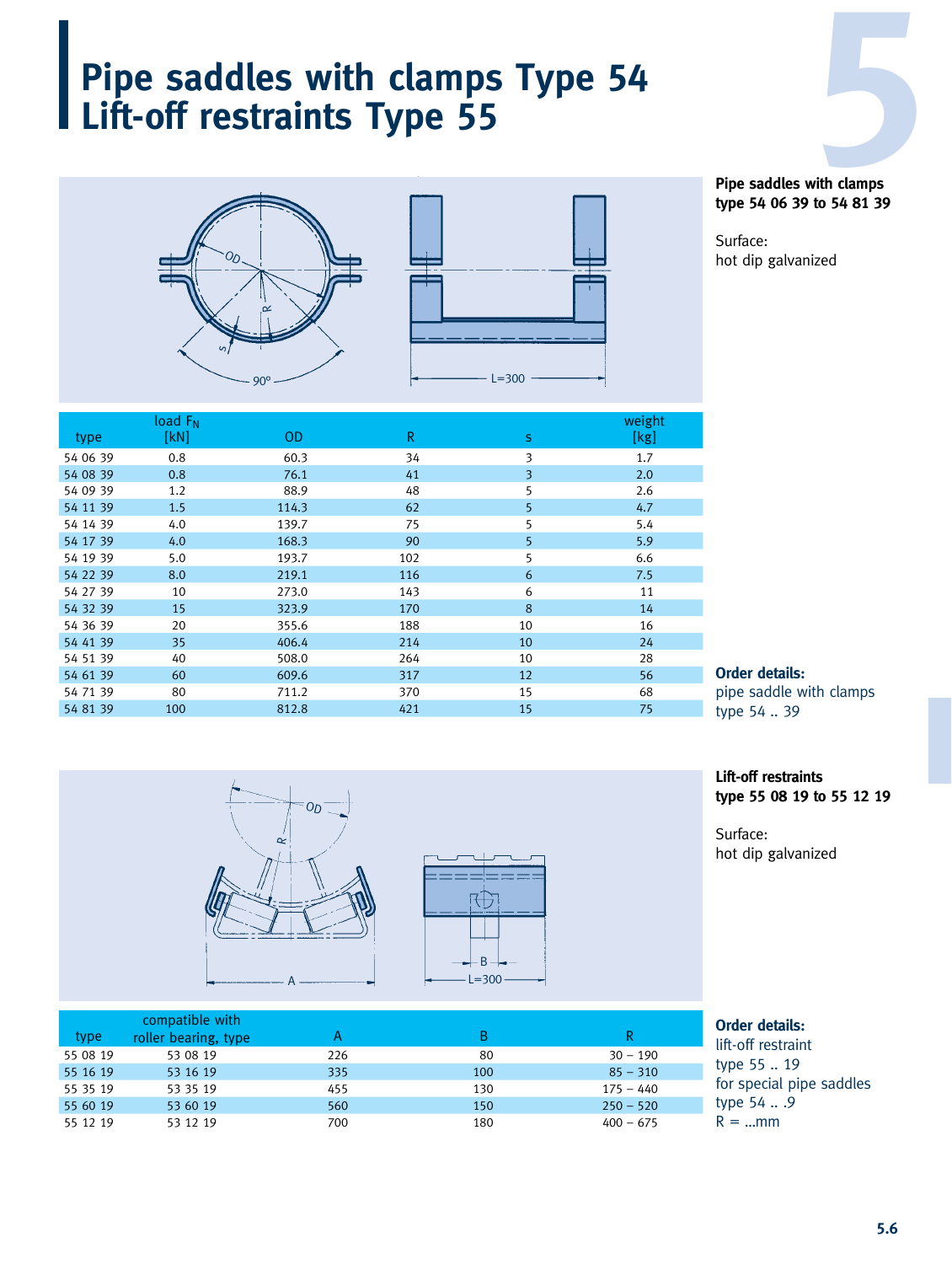# Pipe saddles with clamps Type 54
# Lift-off restraints Type 55

**Pipe saddles with clamps type 54 06 39 to 54 81 39**

Surface:
hot dip galvanized

| type | load $F_N$ [kN] | OD | R | s | weight [kg] |
|---|---|---|---|---|---|
| 54 06 39 | 0.8 | 60.3 | 34 | 3 | 1.7 |
| 54 08 39 | 0.8 | 76.1 | 41 | 3 | 2.0 |
| 54 09 39 | 1.2 | 88.9 | 48 | 5 | 2.6 |
| 54 11 39 | 1.5 | 114.3 | 62 | 5 | 4.7 |
| 54 14 39 | 4.0 | 139.7 | 75 | 5 | 5.4 |
| 54 17 39 | 4.0 | 168.3 | 90 | 5 | 5.9 |
| 54 19 39 | 5.0 | 193.7 | 102 | 5 | 6.6 |
| 54 22 39 | 8.0 | 219.1 | 116 | 6 | 7.5 |
| 54 27 39 | 10 | 273.0 | 143 | 6 | 11 |
| 54 32 39 | 15 | 323.9 | 170 | 8 | 14 |
| 54 36 39 | 20 | 355.6 | 188 | 10 | 16 |
| 54 41 39 | 35 | 406.4 | 214 | 10 | 24 |
| 54 51 39 | 40 | 508.0 | 264 | 10 | 28 |
| 54 61 39 | 60 | 609.6 | 317 | 12 | 56 |
| 54 71 39 | 80 | 711.2 | 370 | 15 | 68 |
| 54 81 39 | 100 | 812.8 | 421 | 15 | 75 |

**Order details:**
pipe saddle with clamps
type 54 .. 39

**Lift-off restraints type 55 08 19 to 55 12 19**

Surface:
hot dip galvanized

| type | compatible with roller bearing, type | A | B | R |
|---|---|---|---|---|
| 55 08 19 | 53 08 19 | 226 | 80 | 30 – 190 |
| 55 16 19 | 53 16 19 | 335 | 100 | 85 – 310 |
| 55 35 19 | 53 35 19 | 455 | 130 | 175 – 440 |
| 55 60 19 | 53 60 19 | 560 | 150 | 250 – 520 |
| 55 12 19 | 53 12 19 | 700 | 180 | 400 – 675 |

**Order details:**
lift-off restraint
type 55 .. 19
for special pipe saddles
type 54 .. .9
R = ...mm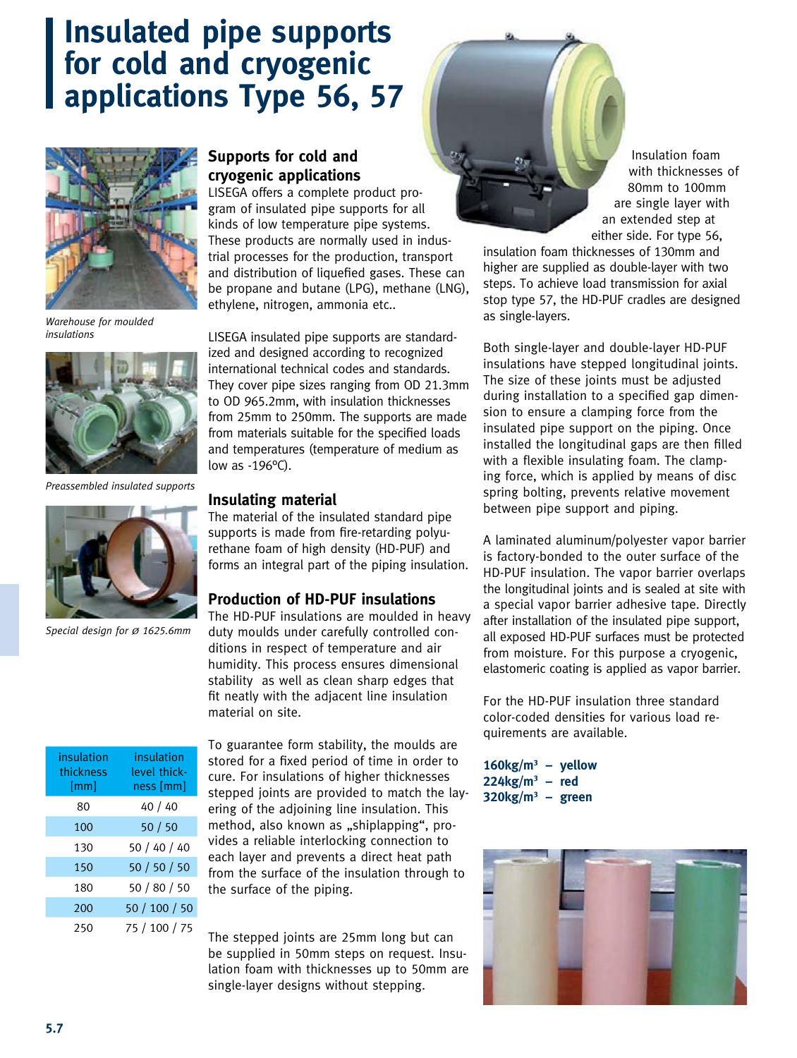# Insulated pipe supports for cold and cryogenic applications Type 56, 57

*Warehouse for moulded insulations*

*Preassembled insulated supports*

*Special design for ø 1625.6mm*

## Supports for cold and cryogenic applications

LISEGA offers a complete product program of insulated pipe supports for all kinds of low temperature pipe systems. These products are normally used in industrial processes for the production, transport and distribution of liquefied gases. These can be propane and butane (LPG), methane (LNG), ethylene, nitrogen, ammonia etc..

LISEGA insulated pipe supports are standardized and designed according to recognized international technical codes and standards. They cover pipe sizes ranging from OD 21.3mm to OD 965.2mm, with insulation thicknesses from 25mm to 250mm. The supports are made from materials suitable for the specified loads and temperatures (temperature of medium as low as -196°C).

## Insulating material

The material of the insulated standard pipe supports is made from fire-retarding polyurethane foam of high density (HD-PUF) and forms an integral part of the piping insulation.

## Production of HD-PUF insulations

The HD-PUF insulations are moulded in heavy duty moulds under carefully controlled conditions in respect of temperature and air humidity. This process ensures dimensional stability as well as clean sharp edges that fit neatly with the adjacent line insulation material on site.

| insulation thickness [mm] | insulation level thickness [mm] |
|---|---|
| 80 | 40 / 40 |
| 100 | 50 / 50 |
| 130 | 50 / 40 / 40 |
| 150 | 50 / 50 / 50 |
| 180 | 50 / 80 / 50 |
| 200 | 50 / 100 / 50 |
| 250 | 75 / 100 / 75 |

To guarantee form stability, the moulds are stored for a fixed period of time in order to cure. For insulations of higher thicknesses stepped joints are provided to match the layering of the adjoining line insulation. This method, also known as „shiplapping", provides a reliable interlocking connection to each layer and prevents a direct heat path from the surface of the insulation through to the surface of the piping.

The stepped joints are 25mm long but can be supplied in 50mm steps on request. Insulation foam with thicknesses up to 50mm are single-layer designs without stepping.

Insulation foam with thicknesses of 80mm to 100mm are single layer with an extended step at either side. For type 56, insulation foam thicknesses of 130mm and higher are supplied as double-layer with two steps. To achieve load transmission for axial stop type 57, the HD-PUF cradles are designed as single-layers.

Both single-layer and double-layer HD-PUF insulations have stepped longitudinal joints. The size of these joints must be adjusted during installation to a specified gap dimension to ensure a clamping force from the insulated pipe support on the piping. Once installed the longitudinal gaps are then filled with a flexible insulating foam. The clamping force, which is applied by means of disc spring bolting, prevents relative movement between pipe support and piping.

A laminated aluminum/polyester vapor barrier is factory-bonded to the outer surface of the HD-PUF insulation. The vapor barrier overlaps the longitudinal joints and is sealed at site with a special vapor barrier adhesive tape. Directly after installation of the insulated pipe support, all exposed HD-PUF surfaces must be protected from moisture. For this purpose a cryogenic, elastomeric coating is applied as vapor barrier.

For the HD-PUF insulation three standard color-coded densities for various load requirements are available.

**160kg/m³ – yellow**
**224kg/m³ – red**
**320kg/m³ – green**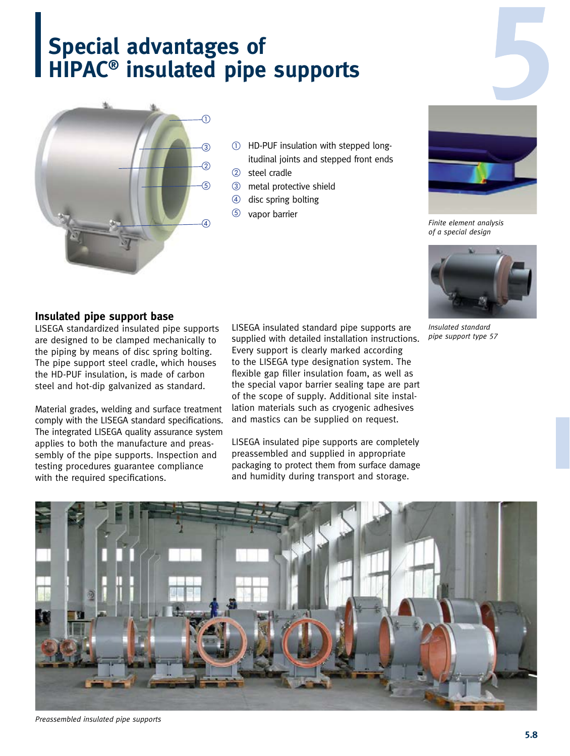# Special advantages of HIPAC® insulated pipe supports

① HD-PUF insulation with stepped longitudinal joints and stepped front ends
② steel cradle
③ metal protective shield
④ disc spring bolting
⑤ vapor barrier

*Finite element analysis of a special design*

*Insulated standard pipe support type 57*

## Insulated pipe support base

LISEGA standardized insulated pipe supports are designed to be clamped mechanically to the piping by means of disc spring bolting. The pipe support steel cradle, which houses the HD-PUF insulation, is made of carbon steel and hot-dip galvanized as standard.

Material grades, welding and surface treatment comply with the LISEGA standard specifications. The integrated LISEGA quality assurance system applies to both the manufacture and preassembly of the pipe supports. Inspection and testing procedures guarantee compliance with the required specifications.

LISEGA insulated standard pipe supports are supplied with detailed installation instructions. Every support is clearly marked according to the LISEGA type designation system. The flexible gap filler insulation foam, as well as the special vapor barrier sealing tape are part of the scope of supply. Additional site installation materials such as cryogenic adhesives and mastics can be supplied on request.

LISEGA insulated pipe supports are completely preassembled and supplied in appropriate packaging to protect them from surface damage and humidity during transport and storage.

*Preassembled insulated pipe supports*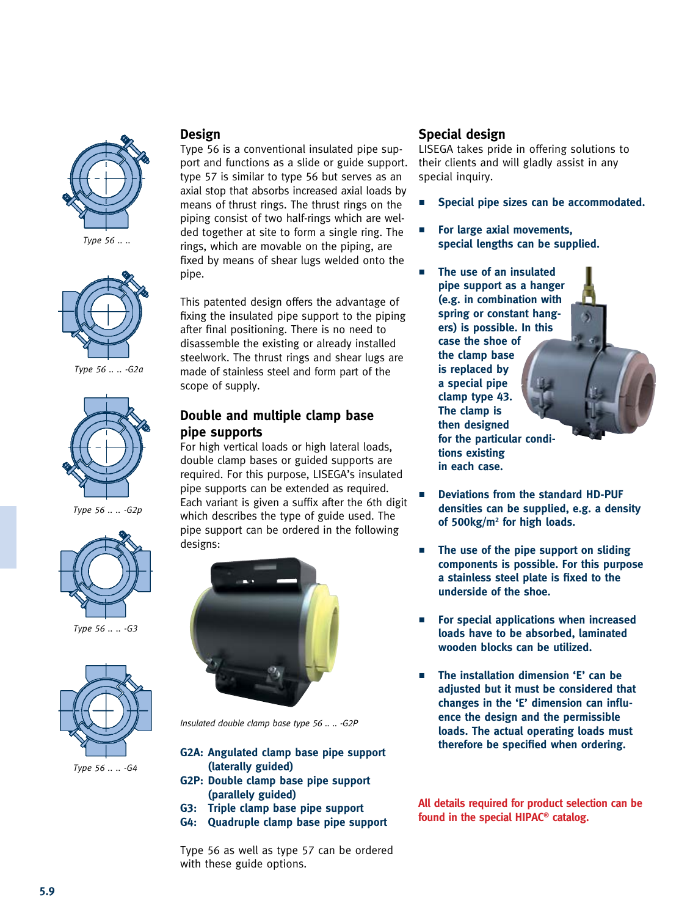Type 56 .. ..

Type 56 .. .. -G2a

Type 56 .. .. -G2p

Type 56 .. .. -G3

Type 56 .. .. -G4

## Design

Type 56 is a conventional insulated pipe support and functions as a slide or guide support. type 57 is similar to type 56 but serves as an axial stop that absorbs increased axial loads by means of thrust rings. The thrust rings on the piping consist of two half-rings which are welded together at site to form a single ring. The rings, which are movable on the piping, are fixed by means of shear lugs welded onto the pipe.

This patented design offers the advantage of fixing the insulated pipe support to the piping after final positioning. There is no need to disassemble the existing or already installed steelwork. The thrust rings and shear lugs are made of stainless steel and form part of the scope of supply.

## Double and multiple clamp base pipe supports

For high vertical loads or high lateral loads, double clamp bases or guided supports are required. For this purpose, LISEGA's insulated pipe supports can be extended as required. Each variant is given a suffix after the 6th digit which describes the type of guide used. The pipe support can be ordered in the following designs:

*Insulated double clamp base type 56 .. .. -G2P*

**G2A: Angulated clamp base pipe support (laterally guided)**
**G2P: Double clamp base pipe support (parallely guided)**
**G3: Triple clamp base pipe support**
**G4: Quadruple clamp base pipe support**

Type 56 as well as type 57 can be ordered with these guide options.

## Special design

LISEGA takes pride in offering solutions to their clients and will gladly assist in any special inquiry.

- **Special pipe sizes can be accommodated.**
- **For large axial movements, special lengths can be supplied.**
- **The use of an insulated pipe support as a hanger (e.g. in combination with spring or constant hangers) is possible. In this case the shoe of the clamp base is replaced by a special pipe clamp type 43. The clamp is then designed for the particular conditions existing in each case.**
- **Deviations from the standard HD-PUF densities can be supplied, e.g. a density of 500kg/m² for high loads.**
- **The use of the pipe support on sliding components is possible. For this purpose a stainless steel plate is fixed to the underside of the shoe.**
- **For special applications when increased loads have to be absorbed, laminated wooden blocks can be utilized.**
- **The installation dimension 'E' can be adjusted but it must be considered that changes in the 'E' dimension can influence the design and the permissible loads. The actual operating loads must therefore be specified when ordering.**

**All details required for product selection can be found in the special HIPAC® catalog.**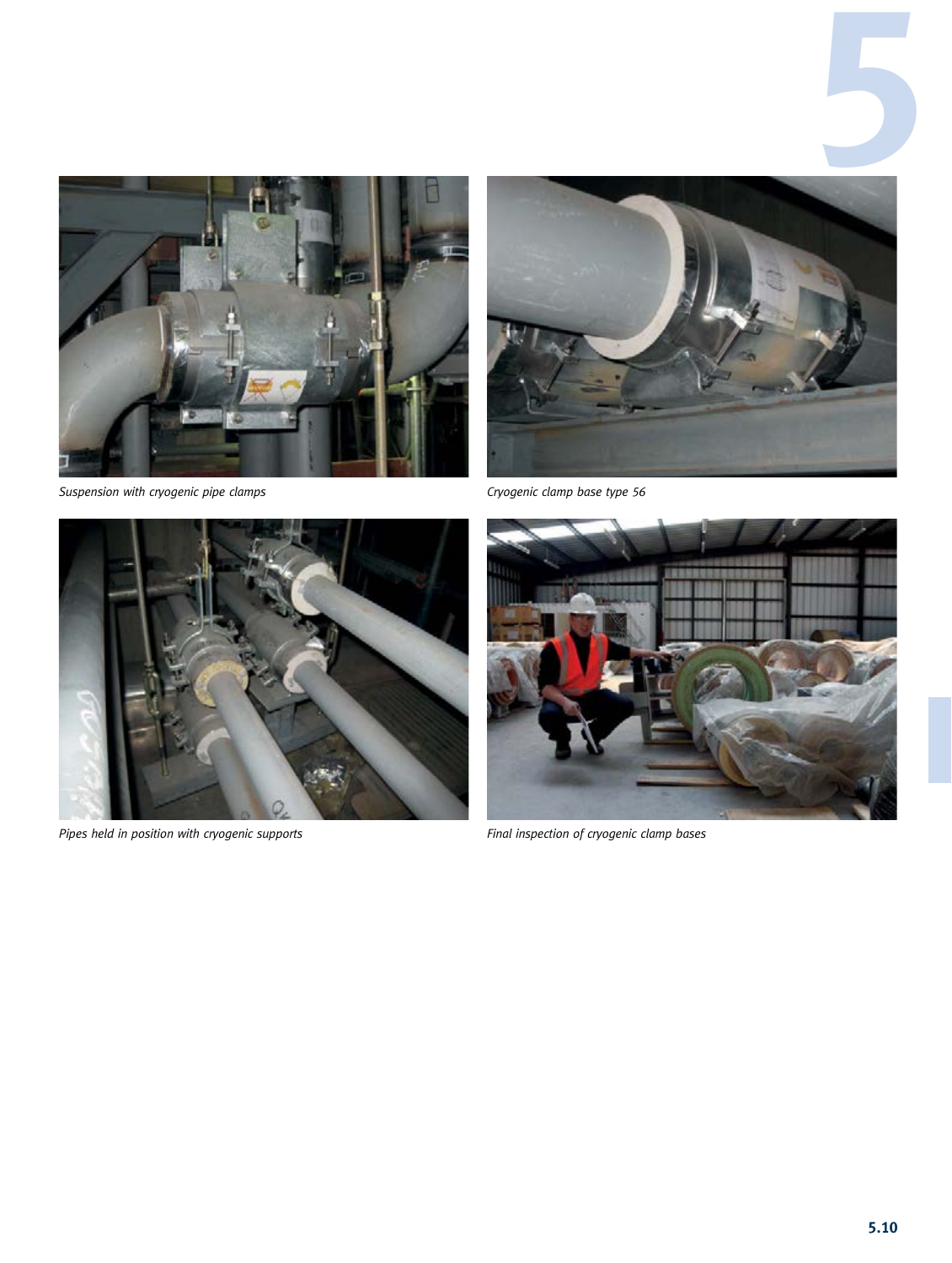*Suspension with cryogenic pipe clamps*

*Cryogenic clamp base type 56*

*Pipes held in position with cryogenic supports*

*Final inspection of cryogenic clamp bases*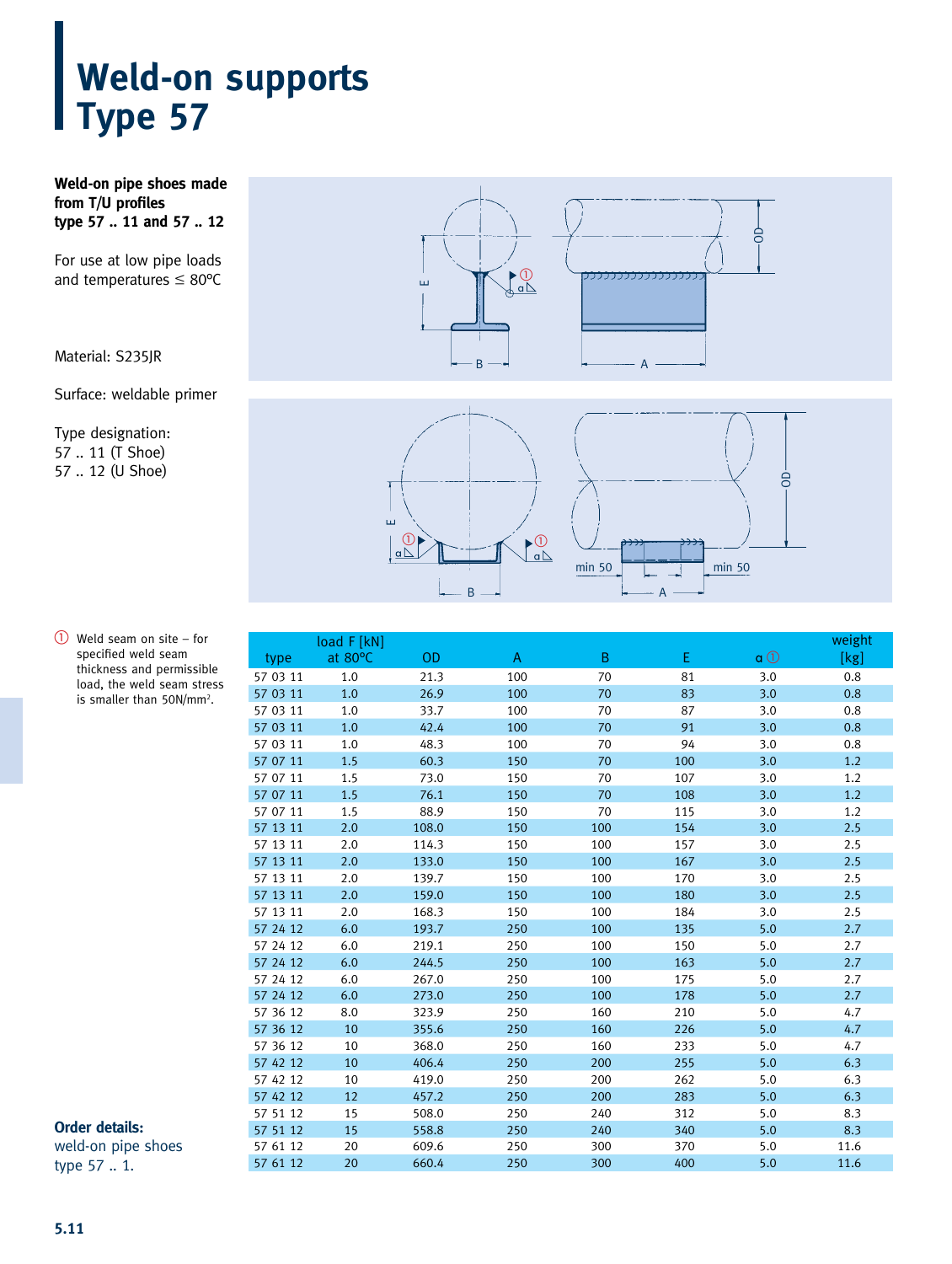# Weld-on supports Type 57

**Weld-on pipe shoes made from T/U profiles type 57 .. 11 and 57 .. 12**

For use at low pipe loads and temperatures ≤ 80°C

Material: S235JR

Surface: weldable primer

Type designation:
57 .. 11 (T Shoe)
57 .. 12 (U Shoe)

① Weld seam on site – for specified weld seam thickness and permissible load, the weld seam stress is smaller than 50N/mm².

| type | load F [kN] at 80°C | OD | A | B | E | a ① | weight [kg] |
|---|---|---|---|---|---|---|---|
| 57 03 11 | 1.0 | 21.3 | 100 | 70 | 81 | 3.0 | 0.8 |
| 57 03 11 | 1.0 | 26.9 | 100 | 70 | 83 | 3.0 | 0.8 |
| 57 03 11 | 1.0 | 33.7 | 100 | 70 | 87 | 3.0 | 0.8 |
| 57 03 11 | 1.0 | 42.4 | 100 | 70 | 91 | 3.0 | 0.8 |
| 57 03 11 | 1.0 | 48.3 | 100 | 70 | 94 | 3.0 | 0.8 |
| 57 07 11 | 1.5 | 60.3 | 150 | 70 | 100 | 3.0 | 1.2 |
| 57 07 11 | 1.5 | 73.0 | 150 | 70 | 107 | 3.0 | 1.2 |
| 57 07 11 | 1.5 | 76.1 | 150 | 70 | 108 | 3.0 | 1.2 |
| 57 07 11 | 1.5 | 88.9 | 150 | 70 | 115 | 3.0 | 1.2 |
| 57 13 11 | 2.0 | 108.0 | 150 | 100 | 154 | 3.0 | 2.5 |
| 57 13 11 | 2.0 | 114.3 | 150 | 100 | 157 | 3.0 | 2.5 |
| 57 13 11 | 2.0 | 133.0 | 150 | 100 | 167 | 3.0 | 2.5 |
| 57 13 11 | 2.0 | 139.7 | 150 | 100 | 170 | 3.0 | 2.5 |
| 57 13 11 | 2.0 | 159.0 | 150 | 100 | 180 | 3.0 | 2.5 |
| 57 13 11 | 2.0 | 168.3 | 150 | 100 | 184 | 3.0 | 2.5 |
| 57 24 12 | 6.0 | 193.7 | 250 | 100 | 135 | 5.0 | 2.7 |
| 57 24 12 | 6.0 | 219.1 | 250 | 100 | 150 | 5.0 | 2.7 |
| 57 24 12 | 6.0 | 244.5 | 250 | 100 | 163 | 5.0 | 2.7 |
| 57 24 12 | 6.0 | 267.0 | 250 | 100 | 175 | 5.0 | 2.7 |
| 57 24 12 | 6.0 | 273.0 | 250 | 100 | 178 | 5.0 | 2.7 |
| 57 36 12 | 8.0 | 323.9 | 250 | 160 | 210 | 5.0 | 4.7 |
| 57 36 12 | 10 | 355.6 | 250 | 160 | 226 | 5.0 | 4.7 |
| 57 36 12 | 10 | 368.0 | 250 | 160 | 233 | 5.0 | 4.7 |
| 57 42 12 | 10 | 406.4 | 250 | 200 | 255 | 5.0 | 6.3 |
| 57 42 12 | 10 | 419.0 | 250 | 200 | 262 | 5.0 | 6.3 |
| 57 42 12 | 12 | 457.2 | 250 | 200 | 283 | 5.0 | 6.3 |
| 57 51 12 | 15 | 508.0 | 250 | 240 | 312 | 5.0 | 8.3 |
| 57 51 12 | 15 | 558.8 | 250 | 240 | 340 | 5.0 | 8.3 |
| 57 61 12 | 20 | 609.6 | 250 | 300 | 370 | 5.0 | 11.6 |
| 57 61 12 | 20 | 660.4 | 250 | 300 | 400 | 5.0 | 11.6 |

**Order details:**
weld-on pipe shoes
type 57 .. 1.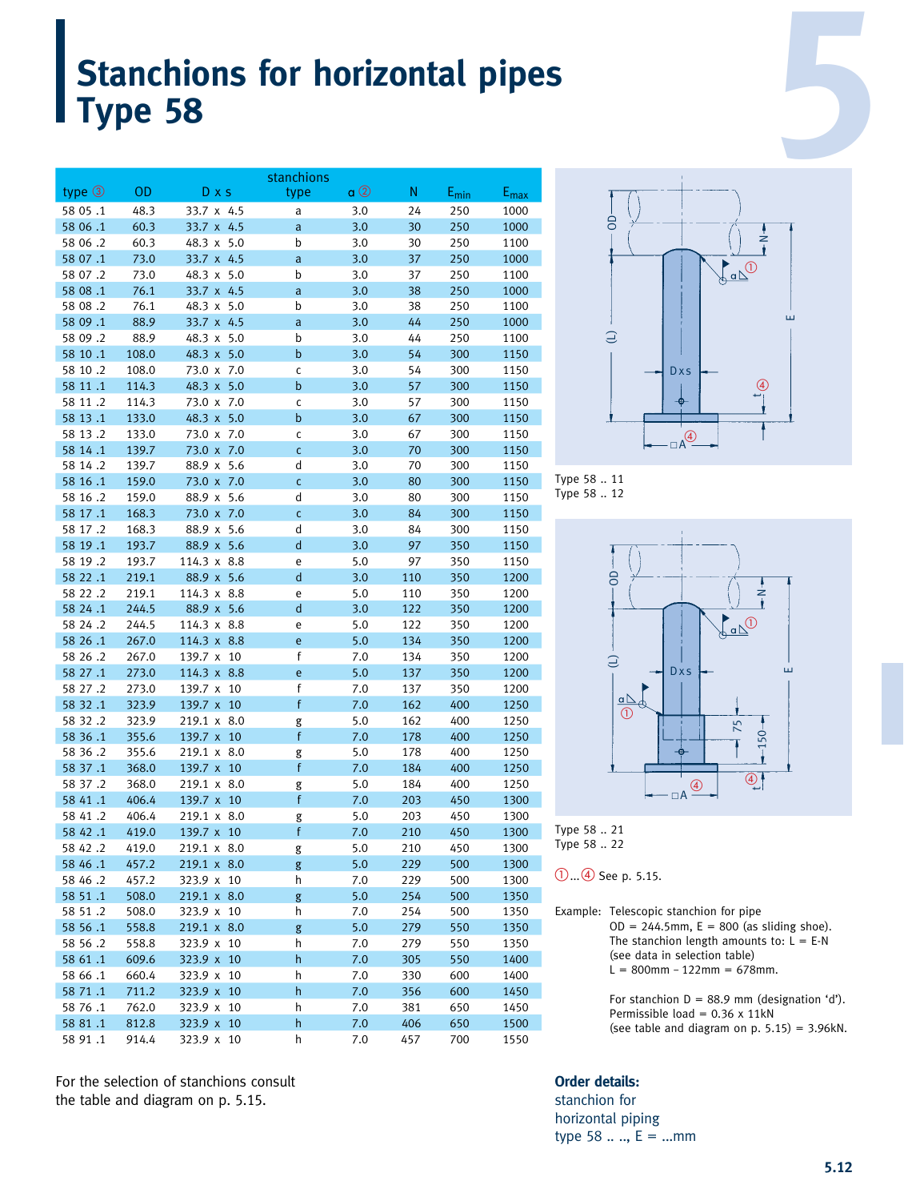# Stanchions for horizontal pipes Type 58

| type ③ | OD | D x s | stanchions type | a ② | N | $E_{min}$ | $E_{max}$ |
|---|---|---|---|---|---|---|---|
| 58 05 .1 | 48.3 | 33.7 x 4.5 | a | 3.0 | 24 | 250 | 1000 |
| 58 06 .1 | 60.3 | 33.7 x 4.5 | a | 3.0 | 30 | 250 | 1000 |
| 58 06 .2 | 60.3 | 48.3 x 5.0 | b | 3.0 | 30 | 250 | 1100 |
| 58 07 .1 | 73.0 | 33.7 x 4.5 | a | 3.0 | 37 | 250 | 1000 |
| 58 07 .2 | 73.0 | 48.3 x 5.0 | b | 3.0 | 37 | 250 | 1100 |
| 58 08 .1 | 76.1 | 33.7 x 4.5 | a | 3.0 | 38 | 250 | 1000 |
| 58 08 .2 | 76.1 | 48.3 x 5.0 | b | 3.0 | 38 | 250 | 1100 |
| 58 09 .1 | 88.9 | 33.7 x 4.5 | a | 3.0 | 44 | 250 | 1000 |
| 58 09 .2 | 88.9 | 48.3 x 5.0 | b | 3.0 | 44 | 250 | 1100 |
| 58 10 .1 | 108.0 | 48.3 x 5.0 | b | 3.0 | 54 | 300 | 1150 |
| 58 10 .2 | 108.0 | 73.0 x 7.0 | c | 3.0 | 54 | 300 | 1150 |
| 58 11 .1 | 114.3 | 48.3 x 5.0 | b | 3.0 | 57 | 300 | 1150 |
| 58 11 .2 | 114.3 | 73.0 x 7.0 | c | 3.0 | 57 | 300 | 1150 |
| 58 13 .1 | 133.0 | 48.3 x 5.0 | b | 3.0 | 67 | 300 | 1150 |
| 58 13 .2 | 133.0 | 73.0 x 7.0 | c | 3.0 | 67 | 300 | 1150 |
| 58 14 .1 | 139.7 | 73.0 x 7.0 | c | 3.0 | 70 | 300 | 1150 |
| 58 14 .2 | 139.7 | 88.9 x 5.6 | d | 3.0 | 70 | 300 | 1150 |
| 58 16 .1 | 159.0 | 73.0 x 7.0 | c | 3.0 | 80 | 300 | 1150 |
| 58 16 .2 | 159.0 | 88.9 x 5.6 | d | 3.0 | 80 | 300 | 1150 |
| 58 17 .1 | 168.3 | 73.0 x 7.0 | c | 3.0 | 84 | 300 | 1150 |
| 58 17 .2 | 168.3 | 88.9 x 5.6 | d | 3.0 | 84 | 300 | 1150 |
| 58 19 .1 | 193.7 | 88.9 x 5.6 | d | 3.0 | 97 | 350 | 1150 |
| 58 19 .2 | 193.7 | 114.3 x 8.8 | e | 5.0 | 97 | 350 | 1150 |
| 58 22 .1 | 219.1 | 88.9 x 5.6 | d | 3.0 | 110 | 350 | 1200 |
| 58 22 .2 | 219.1 | 114.3 x 8.8 | e | 5.0 | 110 | 350 | 1200 |
| 58 24 .1 | 244.5 | 88.9 x 5.6 | d | 3.0 | 122 | 350 | 1200 |
| 58 24 .2 | 244.5 | 114.3 x 8.8 | e | 5.0 | 122 | 350 | 1200 |
| 58 26 .1 | 267.0 | 114.3 x 8.8 | e | 5.0 | 134 | 350 | 1200 |
| 58 26 .2 | 267.0 | 139.7 x 10 | f | 7.0 | 134 | 350 | 1200 |
| 58 27 .1 | 273.0 | 114.3 x 8.8 | e | 5.0 | 137 | 350 | 1200 |
| 58 27 .2 | 273.0 | 139.7 x 10 | f | 7.0 | 137 | 350 | 1200 |
| 58 32 .1 | 323.9 | 139.7 x 10 | f | 7.0 | 162 | 400 | 1250 |
| 58 32 .2 | 323.9 | 219.1 x 8.0 | g | 5.0 | 162 | 400 | 1250 |
| 58 36 .1 | 355.6 | 139.7 x 10 | f | 7.0 | 178 | 400 | 1250 |
| 58 36 .2 | 355.6 | 219.1 x 8.0 | g | 5.0 | 178 | 400 | 1250 |
| 58 37 .1 | 368.0 | 139.7 x 10 | f | 7.0 | 184 | 400 | 1250 |
| 58 37 .2 | 368.0 | 219.1 x 8.0 | g | 5.0 | 184 | 400 | 1250 |
| 58 41 .1 | 406.4 | 139.7 x 10 | f | 7.0 | 203 | 450 | 1300 |
| 58 41 .2 | 406.4 | 219.1 x 8.0 | g | 5.0 | 203 | 450 | 1300 |
| 58 42 .1 | 419.0 | 139.7 x 10 | f | 7.0 | 210 | 450 | 1300 |
| 58 42 .2 | 419.0 | 219.1 x 8.0 | g | 5.0 | 210 | 450 | 1300 |
| 58 46 .1 | 457.2 | 219.1 x 8.0 | g | 5.0 | 229 | 500 | 1300 |
| 58 46 .2 | 457.2 | 323.9 x 10 | h | 7.0 | 229 | 500 | 1300 |
| 58 51 .1 | 508.0 | 219.1 x 8.0 | g | 5.0 | 254 | 500 | 1350 |
| 58 51 .2 | 508.0 | 323.9 x 10 | h | 7.0 | 254 | 500 | 1350 |
| 58 56 .1 | 558.8 | 219.1 x 8.0 | g | 5.0 | 279 | 550 | 1350 |
| 58 56 .2 | 558.8 | 323.9 x 10 | h | 7.0 | 279 | 550 | 1350 |
| 58 61 .1 | 609.6 | 323.9 x 10 | h | 7.0 | 305 | 550 | 1400 |
| 58 66 .1 | 660.4 | 323.9 x 10 | h | 7.0 | 330 | 600 | 1400 |
| 58 71 .1 | 711.2 | 323.9 x 10 | h | 7.0 | 356 | 600 | 1450 |
| 58 76 .1 | 762.0 | 323.9 x 10 | h | 7.0 | 381 | 650 | 1450 |
| 58 81 .1 | 812.8 | 323.9 x 10 | h | 7.0 | 406 | 650 | 1500 |
| 58 91 .1 | 914.4 | 323.9 x 10 | h | 7.0 | 457 | 700 | 1550 |

For the selection of stanchions consult the table and diagram on p. 5.15.

Type 58 .. 11
Type 58 .. 12

Type 58 .. 21
Type 58 .. 22

①...④ See p. 5.15.

Example: Telescopic stanchion for pipe
OD = 244.5mm, E = 800 (as sliding shoe).
The stanchion length amounts to: L = E-N
(see data in selection table)
L = 800mm – 122mm = 678mm.

For stanchion D = 88.9 mm (designation 'd').
Permissible load = 0.36 x 11kN
(see table and diagram on p. 5.15) = 3.96kN.

**Order details:**
stanchion for
horizontal piping
type 58 .. .., E = ...mm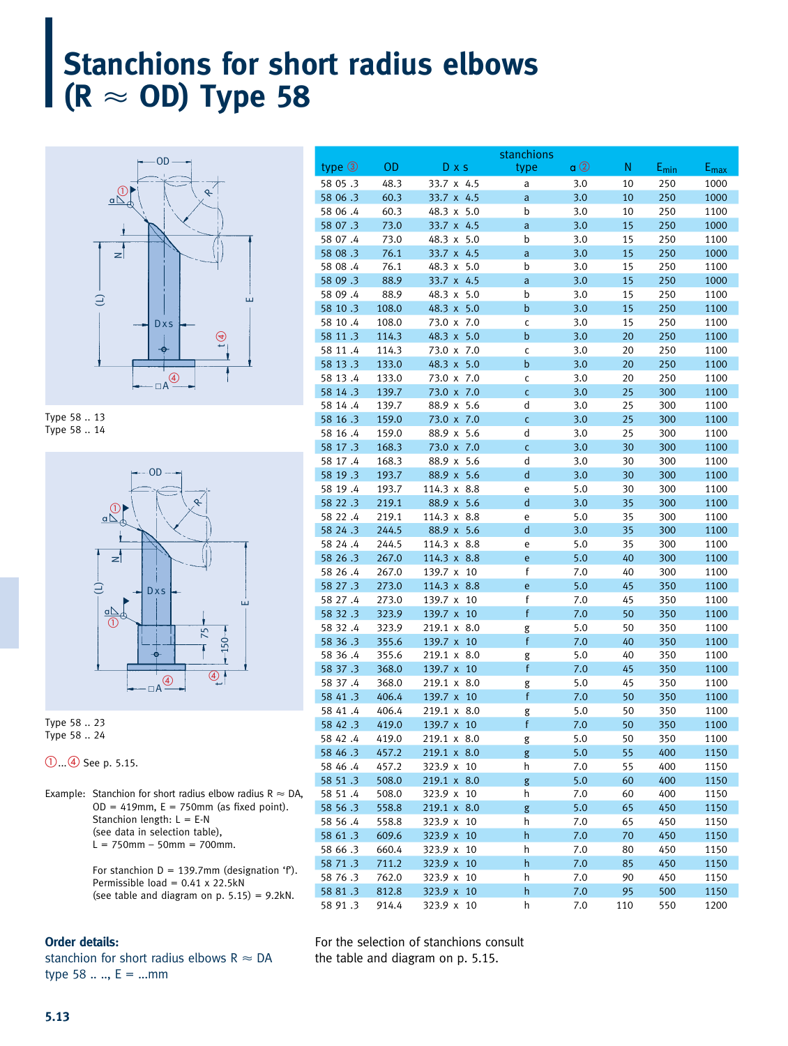# Stanchions for short radius elbows (R ≈ OD) Type 58

Type 58 .. 13
Type 58 .. 14

Type 58 .. 23
Type 58 .. 24

①...④ See p. 5.15.

Example: Stanchion for short radius elbow radius R ≈ DA, OD = 419mm, E = 750mm (as fixed point).
Stanchion length: L = E-N
(see data in selection table),
L = 750mm – 50mm = 700mm.

For stanchion D = 139.7mm (designation 'f').
Permissible load = 0.41 x 22.5kN
(see table and diagram on p. 5.15) = 9.2kN.

| type ③ | OD | D x s | stanchions type | a ② | N | $E_{min}$ | $E_{max}$ |
|---|---|---|---|---|---|---|---|
| 58 05 .3 | 48.3 | 33.7 x 4.5 | a | 3.0 | 10 | 250 | 1000 |
| 58 06 .3 | 60.3 | 33.7 x 4.5 | a | 3.0 | 10 | 250 | 1000 |
| 58 06 .4 | 60.3 | 48.3 x 5.0 | b | 3.0 | 10 | 250 | 1100 |
| 58 07 .3 | 73.0 | 33.7 x 4.5 | a | 3.0 | 15 | 250 | 1000 |
| 58 07 .4 | 73.0 | 48.3 x 5.0 | b | 3.0 | 15 | 250 | 1100 |
| 58 08 .3 | 76.1 | 33.7 x 4.5 | a | 3.0 | 15 | 250 | 1000 |
| 58 08 .4 | 76.1 | 48.3 x 5.0 | b | 3.0 | 15 | 250 | 1100 |
| 58 09 .3 | 88.9 | 33.7 x 4.5 | a | 3.0 | 15 | 250 | 1000 |
| 58 09 .4 | 88.9 | 48.3 x 5.0 | b | 3.0 | 15 | 250 | 1100 |
| 58 10 .3 | 108.0 | 48.3 x 5.0 | b | 3.0 | 15 | 250 | 1100 |
| 58 10 .4 | 108.0 | 73.0 x 7.0 | c | 3.0 | 15 | 250 | 1100 |
| 58 11 .3 | 114.3 | 48.3 x 5.0 | b | 3.0 | 20 | 250 | 1100 |
| 58 11 .4 | 114.3 | 73.0 x 7.0 | c | 3.0 | 20 | 250 | 1100 |
| 58 13 .3 | 133.0 | 48.3 x 5.0 | b | 3.0 | 20 | 250 | 1100 |
| 58 13 .4 | 133.0 | 73.0 x 7.0 | c | 3.0 | 20 | 250 | 1100 |
| 58 14 .3 | 139.7 | 73.0 x 7.0 | c | 3.0 | 25 | 300 | 1100 |
| 58 14 .4 | 139.7 | 88.9 x 5.6 | d | 3.0 | 25 | 300 | 1100 |
| 58 16 .3 | 159.0 | 73.0 x 7.0 | c | 3.0 | 25 | 300 | 1100 |
| 58 16 .4 | 159.0 | 88.9 x 5.6 | d | 3.0 | 25 | 300 | 1100 |
| 58 17 .3 | 168.3 | 73.0 x 7.0 | c | 3.0 | 30 | 300 | 1100 |
| 58 17 .4 | 168.3 | 88.9 x 5.6 | d | 3.0 | 30 | 300 | 1100 |
| 58 19 .3 | 193.7 | 88.9 x 5.6 | d | 3.0 | 30 | 300 | 1100 |
| 58 19 .4 | 193.7 | 114.3 x 8.8 | e | 5.0 | 30 | 300 | 1100 |
| 58 22 .3 | 219.1 | 88.9 x 5.6 | d | 3.0 | 35 | 300 | 1100 |
| 58 22 .4 | 219.1 | 114.3 x 8.8 | e | 5.0 | 35 | 300 | 1100 |
| 58 24 .3 | 244.5 | 88.9 x 5.6 | d | 3.0 | 35 | 300 | 1100 |
| 58 24 .4 | 244.5 | 114.3 x 8.8 | e | 5.0 | 35 | 300 | 1100 |
| 58 26 .3 | 267.0 | 114.3 x 8.8 | e | 5.0 | 40 | 300 | 1100 |
| 58 26 .4 | 267.0 | 139.7 x 10 | f | 7.0 | 40 | 300 | 1100 |
| 58 27 .3 | 273.0 | 114.3 x 8.8 | e | 5.0 | 45 | 350 | 1100 |
| 58 27 .4 | 273.0 | 139.7 x 10 | f | 7.0 | 45 | 350 | 1100 |
| 58 32 .3 | 323.9 | 139.7 x 10 | f | 7.0 | 50 | 350 | 1100 |
| 58 32 .4 | 323.9 | 219.1 x 8.0 | g | 5.0 | 50 | 350 | 1100 |
| 58 36 .3 | 355.6 | 139.7 x 10 | f | 7.0 | 40 | 350 | 1100 |
| 58 36 .4 | 355.6 | 219.1 x 8.0 | g | 5.0 | 40 | 350 | 1100 |
| 58 37 .3 | 368.0 | 139.7 x 10 | f | 7.0 | 45 | 350 | 1100 |
| 58 37 .4 | 368.0 | 219.1 x 8.0 | g | 5.0 | 45 | 350 | 1100 |
| 58 41 .3 | 406.4 | 139.7 x 10 | f | 7.0 | 50 | 350 | 1100 |
| 58 41 .4 | 406.4 | 219.1 x 8.0 | g | 5.0 | 50 | 350 | 1100 |
| 58 42 .3 | 419.0 | 139.7 x 10 | f | 7.0 | 50 | 350 | 1100 |
| 58 42 .4 | 419.0 | 219.1 x 8.0 | g | 5.0 | 50 | 350 | 1100 |
| 58 46 .3 | 457.2 | 219.1 x 8.0 | g | 5.0 | 55 | 400 | 1150 |
| 58 46 .4 | 457.2 | 323.9 x 10 | h | 7.0 | 55 | 400 | 1150 |
| 58 51 .3 | 508.0 | 219.1 x 8.0 | g | 5.0 | 60 | 400 | 1150 |
| 58 51 .4 | 508.0 | 323.9 x 10 | h | 7.0 | 60 | 400 | 1150 |
| 58 56 .3 | 558.8 | 219.1 x 8.0 | g | 5.0 | 65 | 450 | 1150 |
| 58 56 .4 | 558.8 | 323.9 x 10 | h | 7.0 | 65 | 450 | 1150 |
| 58 61 .3 | 609.6 | 323.9 x 10 | h | 7.0 | 70 | 450 | 1150 |
| 58 66 .3 | 660.4 | 323.9 x 10 | h | 7.0 | 80 | 450 | 1150 |
| 58 71 .3 | 711.2 | 323.9 x 10 | h | 7.0 | 85 | 450 | 1150 |
| 58 76 .3 | 762.0 | 323.9 x 10 | h | 7.0 | 90 | 450 | 1150 |
| 58 81 .3 | 812.8 | 323.9 x 10 | h | 7.0 | 95 | 500 | 1150 |
| 58 91 .3 | 914.4 | 323.9 x 10 | h | 7.0 | 110 | 550 | 1200 |

**Order details:**
stanchion for short radius elbows R ≈ DA
type 58 .. .., E = ...mm

For the selection of stanchions consult the table and diagram on p. 5.15.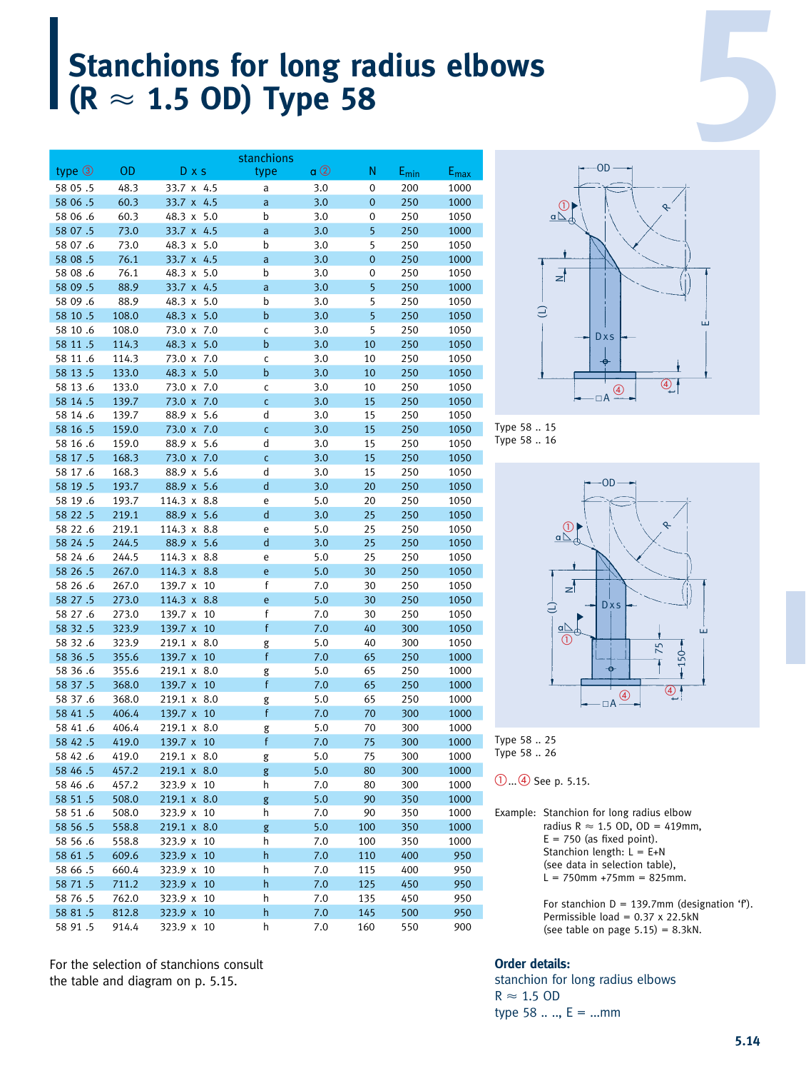# Stanchions for long radius elbows (R ≈ 1.5 OD) Type 58

| type ③ | OD | D x s | stanchions type | α ② | N | $E_{min}$ | $E_{max}$ |
|---|---|---|---|---|---|---|---|
| 58 05 .5 | 48.3 | 33.7 x 4.5 | a | 3.0 | 0 | 200 | 1000 |
| 58 06 .5 | 60.3 | 33.7 x 4.5 | a | 3.0 | 0 | 250 | 1000 |
| 58 06 .6 | 60.3 | 48.3 x 5.0 | b | 3.0 | 0 | 250 | 1050 |
| 58 07 .5 | 73.0 | 33.7 x 4.5 | a | 3.0 | 5 | 250 | 1000 |
| 58 07 .6 | 73.0 | 48.3 x 5.0 | b | 3.0 | 5 | 250 | 1050 |
| 58 08 .5 | 76.1 | 33.7 x 4.5 | a | 3.0 | 0 | 250 | 1000 |
| 58 08 .6 | 76.1 | 48.3 x 5.0 | b | 3.0 | 0 | 250 | 1050 |
| 58 09 .5 | 88.9 | 33.7 x 4.5 | a | 3.0 | 5 | 250 | 1000 |
| 58 09 .6 | 88.9 | 48.3 x 5.0 | b | 3.0 | 5 | 250 | 1050 |
| 58 10 .5 | 108.0 | 48.3 x 5.0 | b | 3.0 | 5 | 250 | 1050 |
| 58 10 .6 | 108.0 | 73.0 x 7.0 | c | 3.0 | 5 | 250 | 1050 |
| 58 11 .5 | 114.3 | 48.3 x 5.0 | b | 3.0 | 10 | 250 | 1050 |
| 58 11 .6 | 114.3 | 73.0 x 7.0 | c | 3.0 | 10 | 250 | 1050 |
| 58 13 .5 | 133.0 | 48.3 x 5.0 | b | 3.0 | 10 | 250 | 1050 |
| 58 13 .6 | 133.0 | 73.0 x 7.0 | c | 3.0 | 10 | 250 | 1050 |
| 58 14 .5 | 139.7 | 73.0 x 7.0 | c | 3.0 | 15 | 250 | 1050 |
| 58 14 .6 | 139.7 | 88.9 x 5.6 | d | 3.0 | 15 | 250 | 1050 |
| 58 16 .5 | 159.0 | 73.0 x 7.0 | c | 3.0 | 15 | 250 | 1050 |
| 58 16 .6 | 159.0 | 88.9 x 5.6 | d | 3.0 | 15 | 250 | 1050 |
| 58 17 .5 | 168.3 | 73.0 x 7.0 | c | 3.0 | 15 | 250 | 1050 |
| 58 17 .6 | 168.3 | 88.9 x 5.6 | d | 3.0 | 15 | 250 | 1050 |
| 58 19 .5 | 193.7 | 88.9 x 5.6 | d | 3.0 | 20 | 250 | 1050 |
| 58 19 .6 | 193.7 | 114.3 x 8.8 | e | 5.0 | 20 | 250 | 1050 |
| 58 22 .5 | 219.1 | 88.9 x 5.6 | d | 3.0 | 25 | 250 | 1050 |
| 58 22 .6 | 219.1 | 114.3 x 8.8 | e | 5.0 | 25 | 250 | 1050 |
| 58 24 .5 | 244.5 | 88.9 x 5.6 | d | 3.0 | 25 | 250 | 1050 |
| 58 24 .6 | 244.5 | 114.3 x 8.8 | e | 5.0 | 25 | 250 | 1050 |
| 58 26 .5 | 267.0 | 114.3 x 8.8 | e | 5.0 | 30 | 250 | 1050 |
| 58 26 .6 | 267.0 | 139.7 x 10 | f | 7.0 | 30 | 250 | 1050 |
| 58 27 .5 | 273.0 | 114.3 x 8.8 | e | 5.0 | 30 | 250 | 1050 |
| 58 27 .6 | 273.0 | 139.7 x 10 | f | 7.0 | 30 | 250 | 1050 |
| 58 32 .5 | 323.9 | 139.7 x 10 | f | 7.0 | 40 | 300 | 1050 |
| 58 32 .6 | 323.9 | 219.1 x 8.0 | g | 5.0 | 40 | 300 | 1050 |
| 58 36 .5 | 355.6 | 139.7 x 10 | f | 7.0 | 65 | 250 | 1000 |
| 58 36 .6 | 355.6 | 219.1 x 8.0 | g | 5.0 | 65 | 250 | 1000 |
| 58 37 .5 | 368.0 | 139.7 x 10 | f | 7.0 | 65 | 250 | 1000 |
| 58 37 .6 | 368.0 | 219.1 x 8.0 | g | 5.0 | 65 | 250 | 1000 |
| 58 41 .5 | 406.4 | 139.7 x 10 | f | 7.0 | 70 | 300 | 1000 |
| 58 41 .6 | 406.4 | 219.1 x 8.0 | g | 5.0 | 70 | 300 | 1000 |
| 58 42 .5 | 419.0 | 139.7 x 10 | f | 7.0 | 75 | 300 | 1000 |
| 58 42 .6 | 419.0 | 219.1 x 8.0 | g | 5.0 | 75 | 300 | 1000 |
| 58 46 .5 | 457.2 | 219.1 x 8.0 | g | 5.0 | 80 | 300 | 1000 |
| 58 46 .6 | 457.2 | 323.9 x 10 | h | 7.0 | 80 | 300 | 1000 |
| 58 51 .5 | 508.0 | 219.1 x 8.0 | g | 5.0 | 90 | 350 | 1000 |
| 58 51 .6 | 508.0 | 323.9 x 10 | h | 7.0 | 90 | 350 | 1000 |
| 58 56 .5 | 558.8 | 219.1 x 8.0 | g | 5.0 | 100 | 350 | 1000 |
| 58 56 .6 | 558.8 | 323.9 x 10 | h | 7.0 | 100 | 350 | 1000 |
| 58 61 .5 | 609.6 | 323.9 x 10 | h | 7.0 | 110 | 400 | 950 |
| 58 66 .5 | 660.4 | 323.9 x 10 | h | 7.0 | 115 | 400 | 950 |
| 58 71 .5 | 711.2 | 323.9 x 10 | h | 7.0 | 125 | 450 | 950 |
| 58 76 .5 | 762.0 | 323.9 x 10 | h | 7.0 | 135 | 450 | 950 |
| 58 81 .5 | 812.8 | 323.9 x 10 | h | 7.0 | 145 | 500 | 950 |
| 58 91 .5 | 914.4 | 323.9 x 10 | h | 7.0 | 160 | 550 | 900 |

For the selection of stanchions consult the table and diagram on p. 5.15.

Type 58 .. 15
Type 58 .. 16

Type 58 .. 25
Type 58 .. 26

①...④ See p. 5.15.

Example: Stanchion for long radius elbow radius R ≈ 1.5 OD, OD = 419mm, E = 750 (as fixed point).
Stanchion length: L = E+N (see data in selection table), L = 750mm +75mm = 825mm.

For stanchion D = 139.7mm (designation 'f').
Permissible load = 0.37 x 22.5kN (see table on page 5.15) = 8.3kN.

**Order details:**
stanchion for long radius elbows
R ≈ 1.5 OD
type 58 .. .., E = ...mm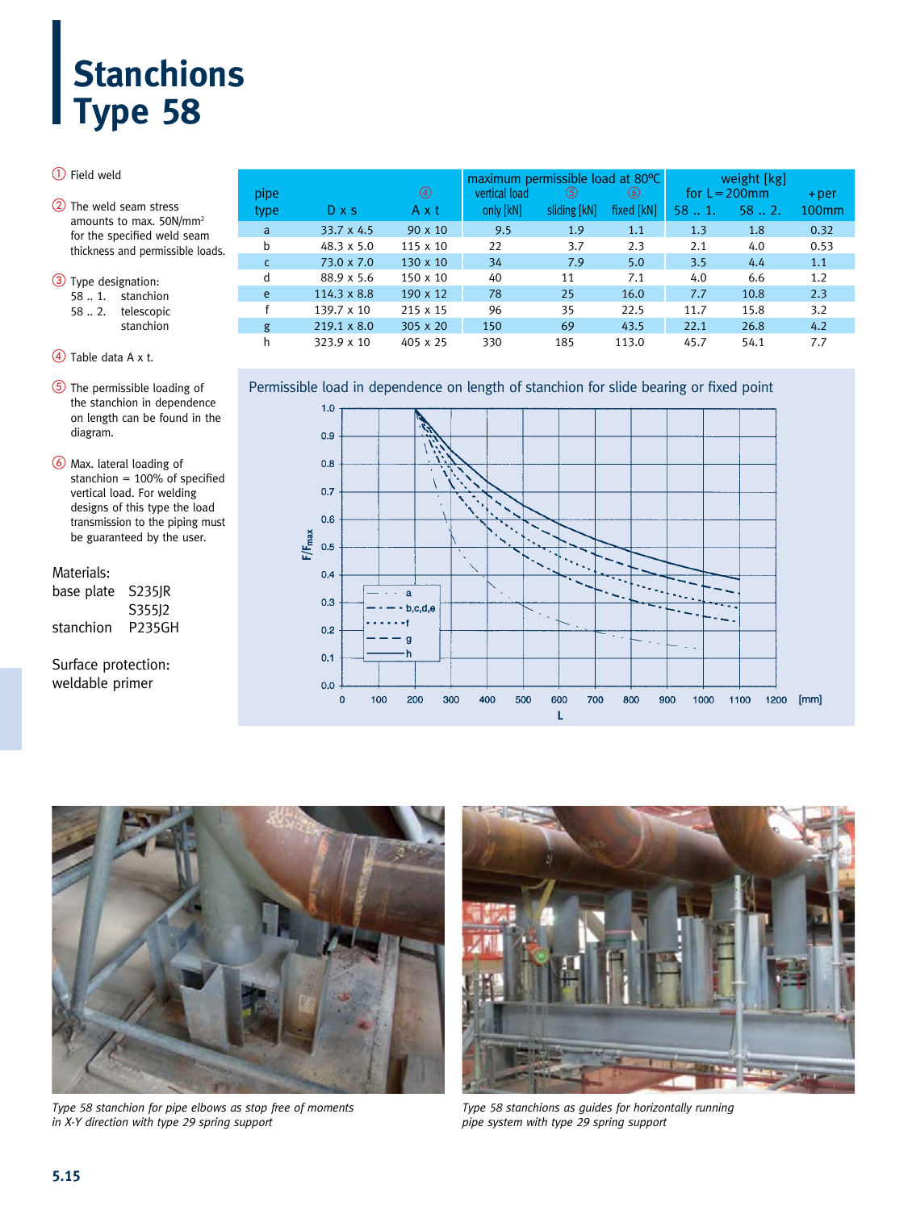# Stanchions Type 58

① Field weld

② The weld seam stress amounts to max. 50N/mm² for the specified weld seam thickness and permissible loads.

③ Type designation:
58 .. 1. stanchion
58 .. 2. telescopic stanchion

④ Table data A x t.

⑤ The permissible loading of the stanchion in dependence on length can be found in the diagram.

⑥ Max. lateral loading of stanchion = 100% of specified vertical load. For welding designs of this type the load transmission to the piping must be guaranteed by the user.

Materials:
base plate S235JR
S355J2
stanchion P235GH

Surface protection:
weldable primer

| pipe type | D x s | ④ A x t | maximum permissible load at 80°C vertical load only [kN] | ⑤ sliding [kN] | ⑥ fixed [kN] | weight [kg] for L=200mm 58 .. 1. | 58 .. 2. | +per 100mm |
|---|---|---|---|---|---|---|---|---|
| a | 33.7 x 4.5 | 90 x 10 | 9.5 | 1.9 | 1.1 | 1.3 | 1.8 | 0.32 |
| b | 48.3 x 5.0 | 115 x 10 | 22 | 3.7 | 2.3 | 2.1 | 4.0 | 0.53 |
| c | 73.0 x 7.0 | 130 x 10 | 34 | 7.9 | 5.0 | 3.5 | 4.4 | 1.1 |
| d | 88.9 x 5.6 | 150 x 10 | 40 | 11 | 7.1 | 4.0 | 6.6 | 1.2 |
| e | 114.3 x 8.8 | 190 x 12 | 78 | 25 | 16.0 | 7.7 | 10.8 | 2.3 |
| f | 139.7 x 10 | 215 x 15 | 96 | 35 | 22.5 | 11.7 | 15.8 | 3.2 |
| g | 219.1 x 8.0 | 305 x 20 | 150 | 69 | 43.5 | 22.1 | 26.8 | 4.2 |
| h | 323.9 x 10 | 405 x 25 | 330 | 185 | 113.0 | 45.7 | 54.1 | 7.7 |

Permissible load in dependence on length of stanchion for slide bearing or fixed point

F/Fmax
1.0
0.9
0.8
0.7
0.6
0.5
0.4
0.3
0.2
0.1
0.0

0 100 200 300 400 500 600 700 800 900 1000 1100 1200 [mm]
L

a
b,c,d,e
f
g
h

*Type 58 stanchion for pipe elbows as stop free of moments in X-Y direction with type 29 spring support*

*Type 58 stanchions as guides for horizontally running pipe system with type 29 spring support*